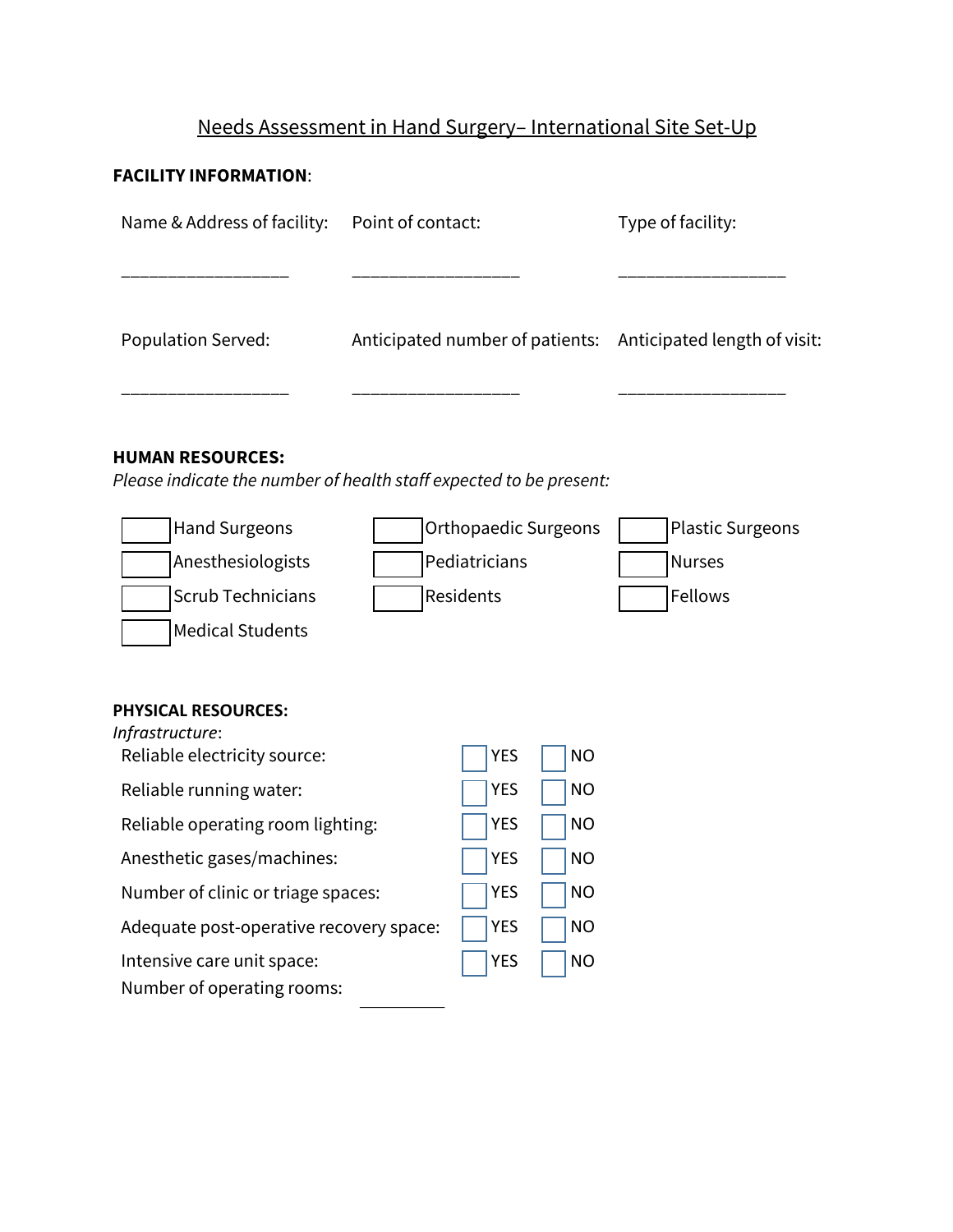# Needs Assessment in Hand Surgery– International Site Set-Up

**FACILITY INFORMATION**:

| Name & Address of facility: | Point of contact: | Type of facility: |
|---|---|---|
| ________________ | ________________ | ________________ |
| **Population Served:** | **Anticipated number of patients:** | **Anticipated length of visit:** |
| ________________ | ________________ | ________________ |

**HUMAN RESOURCES:**

*Please indicate the number of health staff expected to be present:*

| | | |
|---|---|---|
| ☐ Hand Surgeons | ☐ Orthopaedic Surgeons | ☐ Plastic Surgeons |
| ☐ Anesthesiologists | ☐ Pediatricians | ☐ Nurses |
| ☐ Scrub Technicians | ☐ Residents | ☐ Fellows |
| ☐ Medical Students | | |

**PHYSICAL RESOURCES:**

*Infrastructure*:

| | | |
|---|---|---|
| Reliable electricity source: | ☐ YES | ☐ NO |
| Reliable running water: | ☐ YES | ☐ NO |
| Reliable operating room lighting: | ☐ YES | ☐ NO |
| Anesthetic gases/machines: | ☐ YES | ☐ NO |
| Number of clinic or triage spaces: | ☐ YES | ☐ NO |
| Adequate post-operative recovery space: | ☐ YES | ☐ NO |
| Intensive care unit space: | ☐ YES | ☐ NO |

Number of operating rooms: __________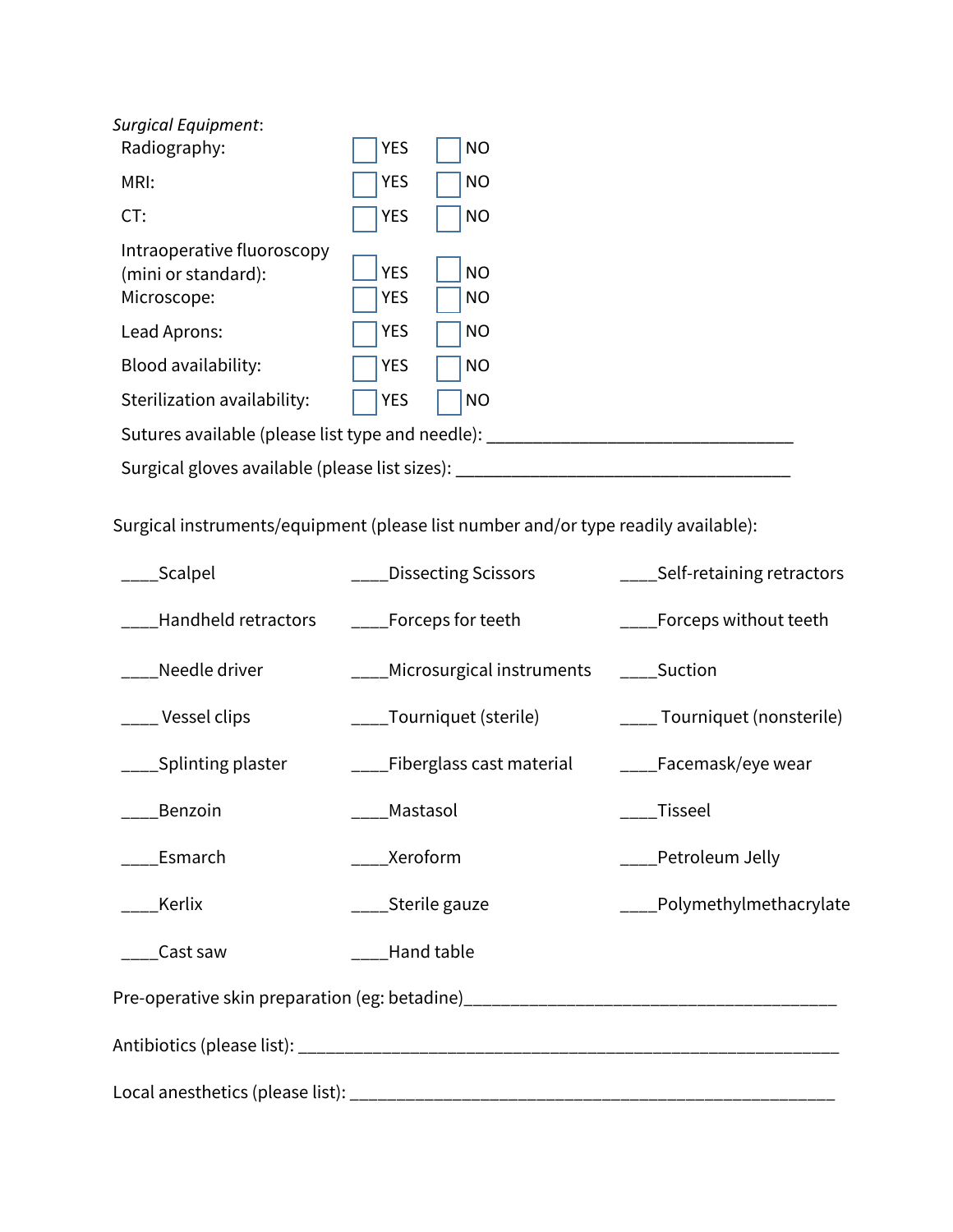*Surgical Equipment*:

Radiography: ☐ YES ☐ NO

MRI: ☐ YES ☐ NO

CT: ☐ YES ☐ NO

Intraoperative fluoroscopy (mini or standard): ☐ YES ☐ NO

Microscope: ☐ YES ☐ NO

Lead Aprons: ☐ YES ☐ NO

Blood availability: ☐ YES ☐ NO

Sterilization availability: ☐ YES ☐ NO

Sutures available (please list type and needle): ________________________________

Surgical gloves available (please list sizes): ________________________________

Surgical instruments/equipment (please list number and/or type readily available):

| | | |
|---|---|---|
| ____Scalpel | ____Dissecting Scissors | ____Self-retaining retractors |
| ____Handheld retractors | ____Forceps for teeth | ____Forceps without teeth |
| ____Needle driver | ____Microsurgical instruments | ____Suction |
| ____ Vessel clips | ____Tourniquet (sterile) | ____ Tourniquet (nonsterile) |
| ____Splinting plaster | ____Fiberglass cast material | ____Facemask/eye wear |
| ____Benzoin | ____Mastasol | ____Tisseel |
| ____Esmarch | ____Xeroform | ____Petroleum Jelly |
| ____Kerlix | ____Sterile gauze | ____Polymethylmethacrylate |
| ____Cast saw | ____Hand table | |

Pre-operative skin preparation (eg: betadine)________________________________

Antibiotics (please list): ________________________________

Local anesthetics (please list): ________________________________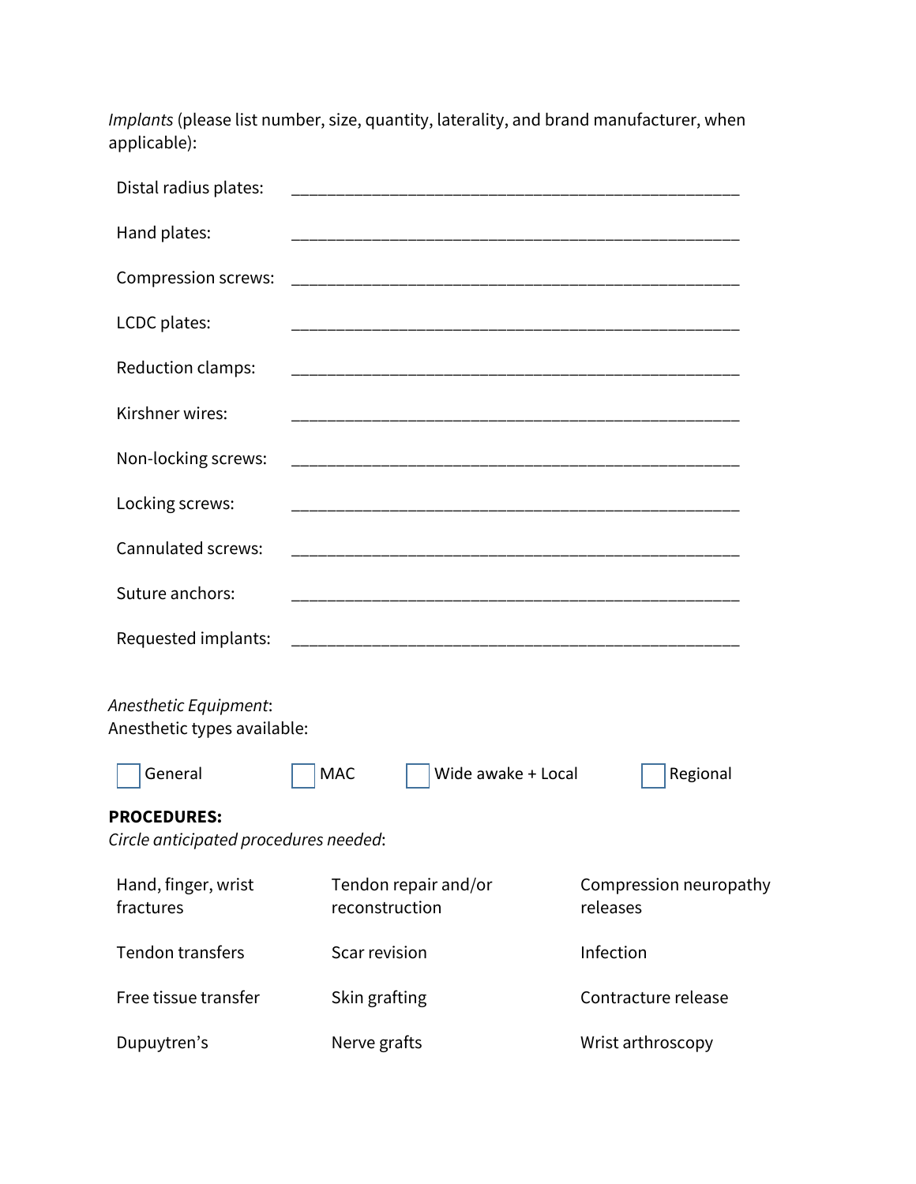*Implants* (please list number, size, quantity, laterality, and brand manufacturer, when applicable):

Distal radius plates: ________________________________________________

Hand plates: ________________________________________________

Compression screws: ________________________________________________

LCDC plates: ________________________________________________

Reduction clamps: ________________________________________________

Kirshner wires: ________________________________________________

Non-locking screws: ________________________________________________

Locking screws: ________________________________________________

Cannulated screws: ________________________________________________

Suture anchors: ________________________________________________

Requested implants: ________________________________________________

*Anesthetic Equipment*:
Anesthetic types available:

☐ General ☐ MAC ☐ Wide awake + Local ☐ Regional

**PROCEDURES:**
*Circle anticipated procedures needed*:

| | | |
|---|---|---|
| Hand, finger, wrist fractures | Tendon repair and/or reconstruction | Compression neuropathy releases |
| Tendon transfers | Scar revision | Infection |
| Free tissue transfer | Skin grafting | Contracture release |
| Dupuytren's | Nerve grafts | Wrist arthroscopy |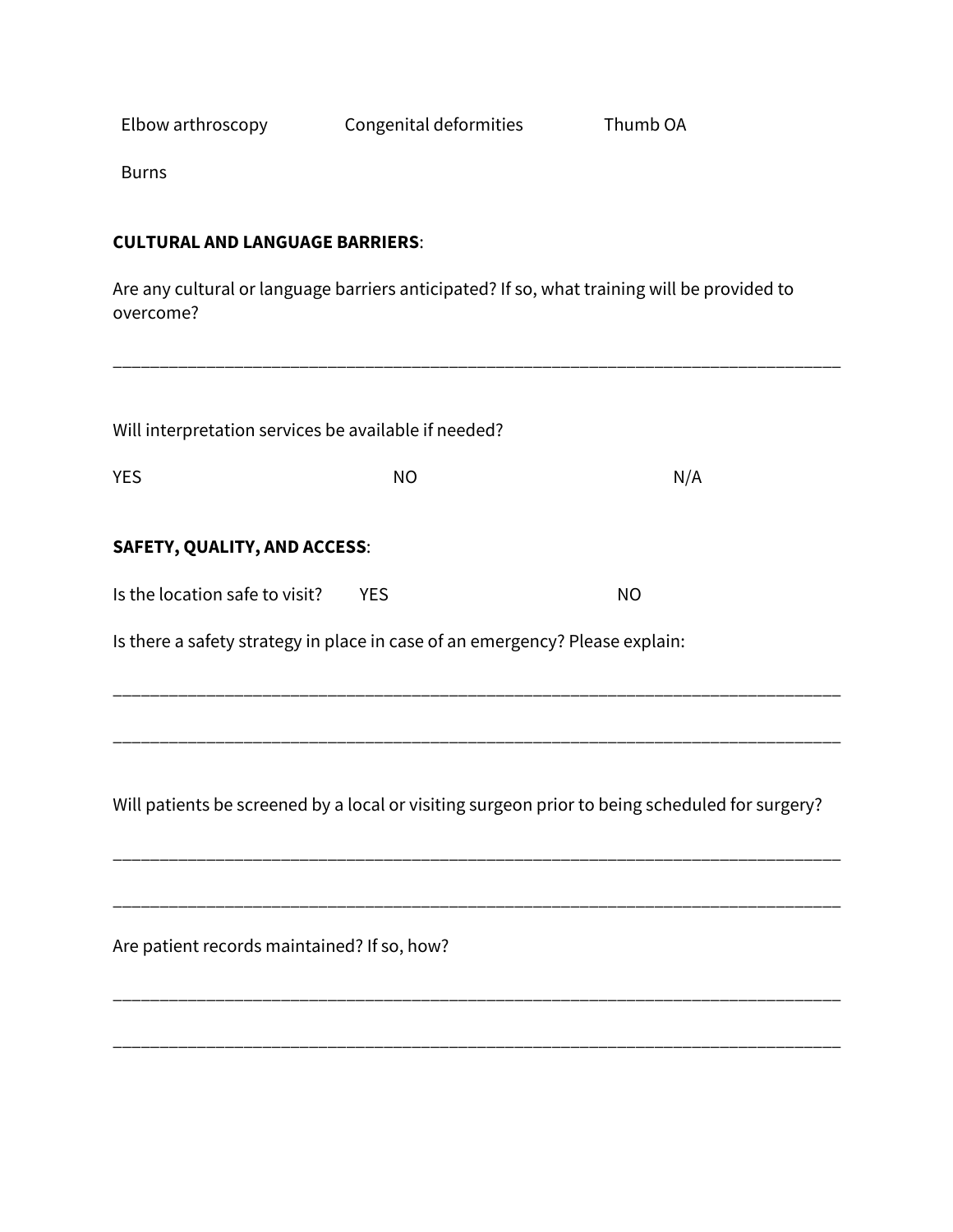Elbow arthroscopy Congenital deformities Thumb OA

Burns

**CULTURAL AND LANGUAGE BARRIERS**:

Are any cultural or language barriers anticipated? If so, what training will be provided to overcome?

_______________________________________________________________________________

Will interpretation services be available if needed?

YES NO N/A

**SAFETY, QUALITY, AND ACCESS**:

Is the location safe to visit? YES NO

Is there a safety strategy in place in case of an emergency? Please explain:

_______________________________________________________________________________

_______________________________________________________________________________

Will patients be screened by a local or visiting surgeon prior to being scheduled for surgery?

_______________________________________________________________________________

_______________________________________________________________________________

Are patient records maintained? If so, how?

_______________________________________________________________________________

_______________________________________________________________________________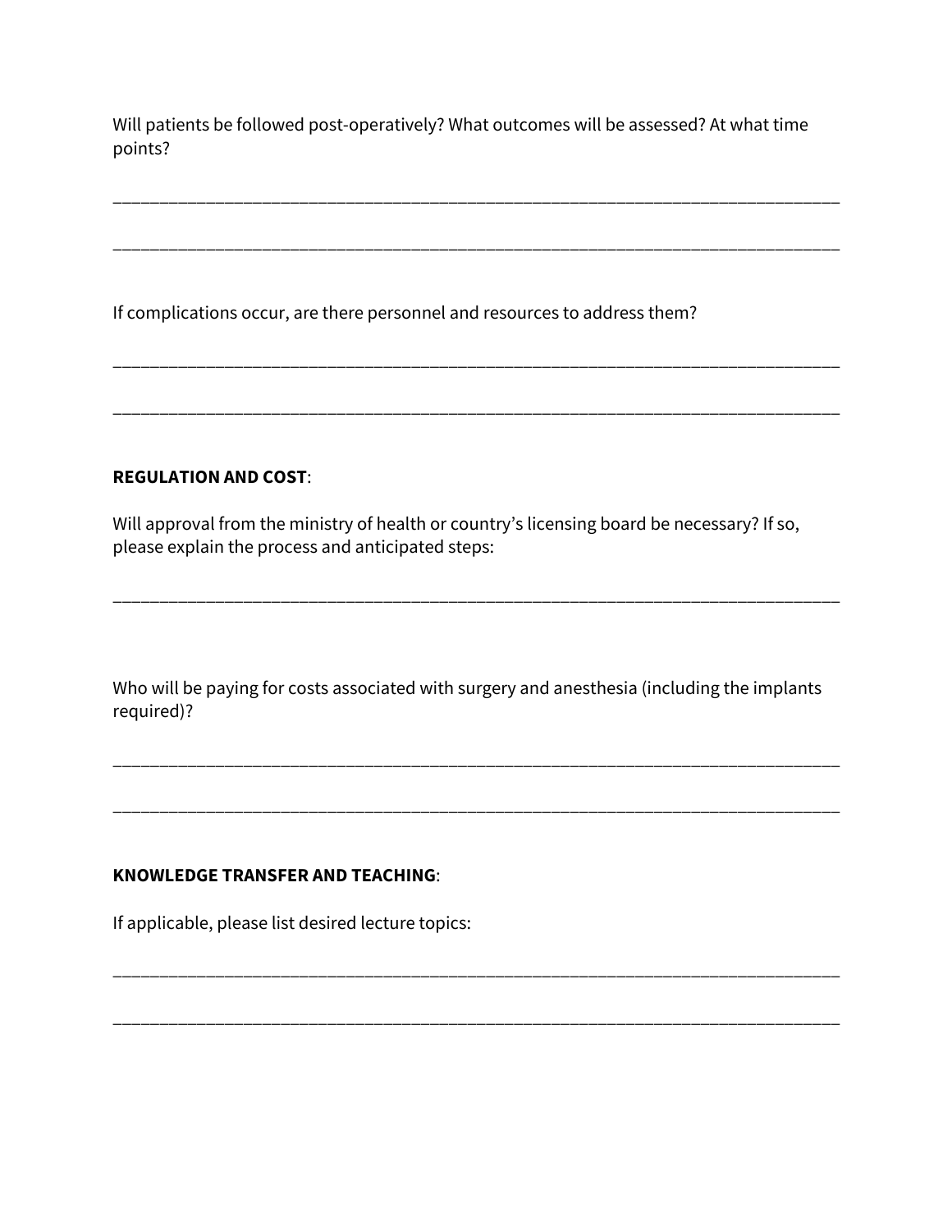Will patients be followed post-operatively? What outcomes will be assessed? At what time points?

_______________________________________________________________________________

_______________________________________________________________________________

If complications occur, are there personnel and resources to address them?

_______________________________________________________________________________

_______________________________________________________________________________

**REGULATION AND COST**:

Will approval from the ministry of health or country's licensing board be necessary? If so, please explain the process and anticipated steps:

_______________________________________________________________________________

Who will be paying for costs associated with surgery and anesthesia (including the implants required)?

_______________________________________________________________________________

_______________________________________________________________________________

**KNOWLEDGE TRANSFER AND TEACHING**:

If applicable, please list desired lecture topics:

_______________________________________________________________________________

_______________________________________________________________________________